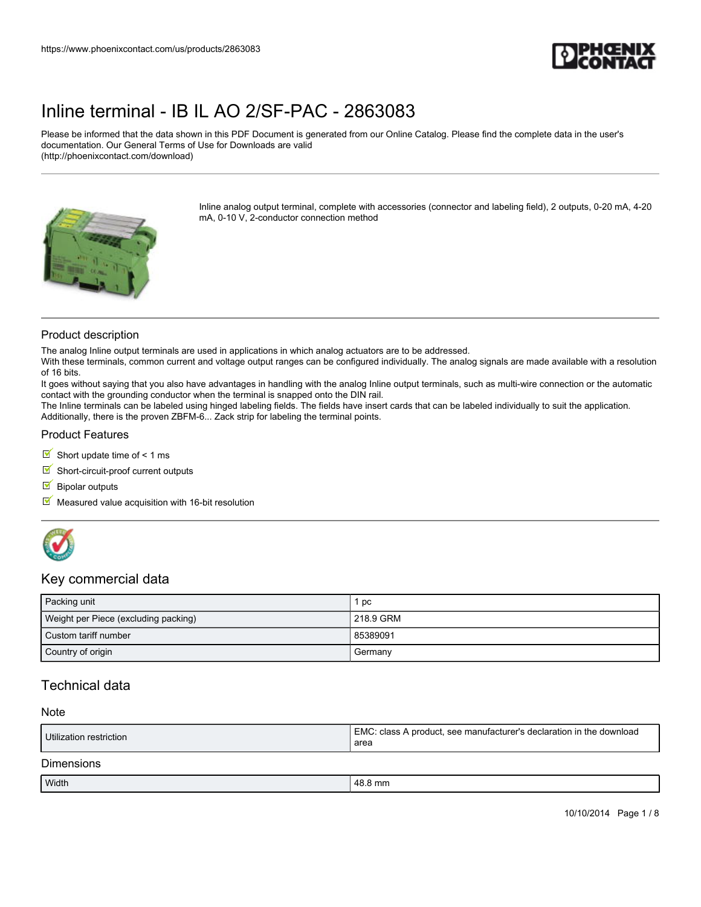# Inline terminal - IB IL AO 2/SF-PAC - 2863083

Please be informed that the data shown in this PDF Document is generated from our Online Catalog. Please find the complete data in the user's documentation. Our General Terms of Use for Downloads are valid (http://phoenixcontact.com/download)

Inline analog output terminal, complete with accessories (connector and labeling field), 2 outputs, 0-20 mA, 4-20 mA, 0-10 V, 2-conductor connection method

## Product description

The analog Inline output terminals are used in applications in which analog actuators are to be addressed.
With these terminals, common current and voltage output ranges can be configured individually. The analog signals are made available with a resolution of 16 bits.
It goes without saying that you also have advantages in handling with the analog Inline output terminals, such as multi-wire connection or the automatic contact with the grounding conductor when the terminal is snapped onto the DIN rail.
The Inline terminals can be labeled using hinged labeling fields. The fields have insert cards that can be labeled individually to suit the application. Additionally, there is the proven ZBFM-6... Zack strip for labeling the terminal points.

## Product Features

- Short update time of < 1 ms
- Short-circuit-proof current outputs
- Bipolar outputs
- Measured value acquisition with 16-bit resolution

## Key commercial data

| Packing unit | 1 pc |
|---|---|
| Weight per Piece (excluding packing) | 218.9 GRM |
| Custom tariff number | 85389091 |
| Country of origin | Germany |

## Technical data

### Note

| Utilization restriction | EMC: class A product, see manufacturer's declaration in the download area |
|---|---|

### Dimensions

| Width | 48.8 mm |
|---|---|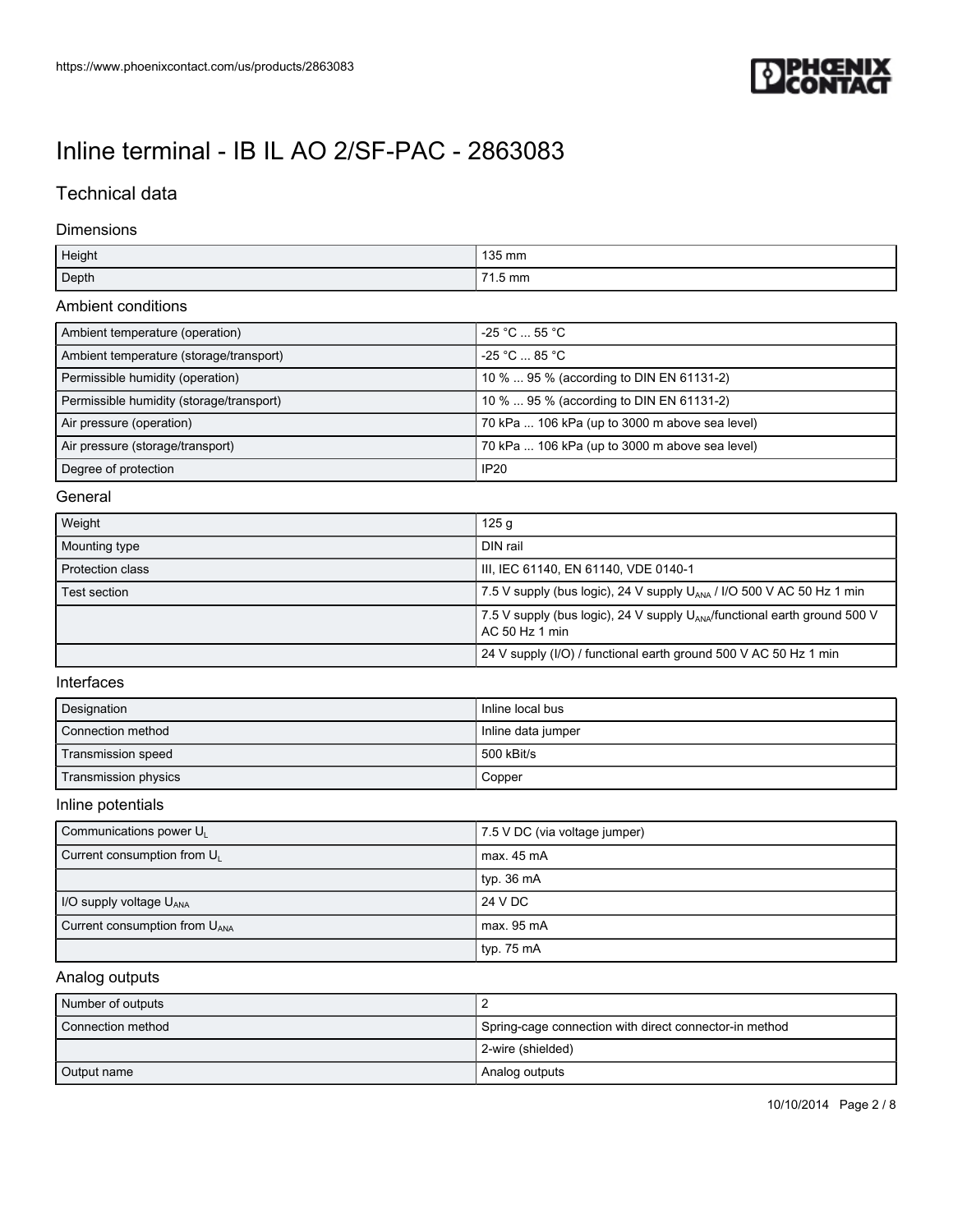# Inline terminal - IB IL AO 2/SF-PAC - 2863083

## Technical data

### Dimensions

| | |
|---|---|
| Height | 135 mm |
| Depth | 71.5 mm |

### Ambient conditions

| | |
|---|---|
| Ambient temperature (operation) | -25 °C ... 55 °C |
| Ambient temperature (storage/transport) | -25 °C ... 85 °C |
| Permissible humidity (operation) | 10 % ... 95 % (according to DIN EN 61131-2) |
| Permissible humidity (storage/transport) | 10 % ... 95 % (according to DIN EN 61131-2) |
| Air pressure (operation) | 70 kPa ... 106 kPa (up to 3000 m above sea level) |
| Air pressure (storage/transport) | 70 kPa ... 106 kPa (up to 3000 m above sea level) |
| Degree of protection | IP20 |

### General

| | |
|---|---|
| Weight | 125 g |
| Mounting type | DIN rail |
| Protection class | III, IEC 61140, EN 61140, VDE 0140-1 |
| Test section | 7.5 V supply (bus logic), 24 V supply $U_{ANA}$ / I/O 500 V AC 50 Hz 1 min |
| | 7.5 V supply (bus logic), 24 V supply $U_{ANA}$/functional earth ground 500 V AC 50 Hz 1 min |
| | 24 V supply (I/O) / functional earth ground 500 V AC 50 Hz 1 min |

### Interfaces

| | |
|---|---|
| Designation | Inline local bus |
| Connection method | Inline data jumper |
| Transmission speed | 500 kBit/s |
| Transmission physics | Copper |

### Inline potentials

| | |
|---|---|
| Communications power $U_L$ | 7.5 V DC (via voltage jumper) |
| Current consumption from $U_L$ | max. 45 mA |
| | typ. 36 mA |
| I/O supply voltage $U_{ANA}$ | 24 V DC |
| Current consumption from $U_{ANA}$ | max. 95 mA |
| | typ. 75 mA |

### Analog outputs

| | |
|---|---|
| Number of outputs | 2 |
| Connection method | Spring-cage connection with direct connector-in method |
| | 2-wire (shielded) |
| Output name | Analog outputs |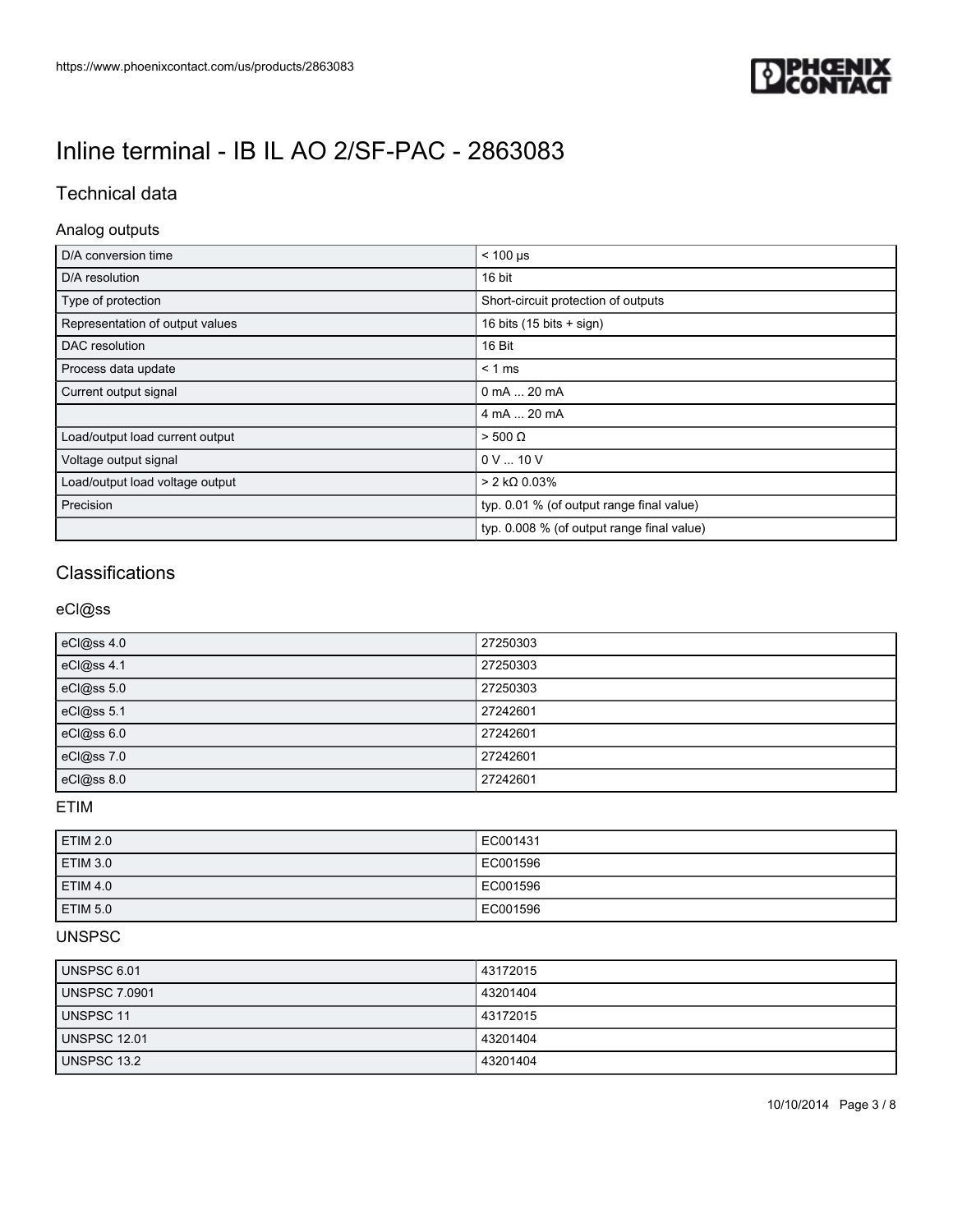# Inline terminal - IB IL AO 2/SF-PAC - 2863083

## Technical data

### Analog outputs

| | |
|---|---|
| D/A conversion time | < 100 µs |
| D/A resolution | 16 bit |
| Type of protection | Short-circuit protection of outputs |
| Representation of output values | 16 bits (15 bits + sign) |
| DAC resolution | 16 Bit |
| Process data update | < 1 ms |
| Current output signal | 0 mA ... 20 mA |
| | 4 mA ... 20 mA |
| Load/output load current output | > 500 Ω |
| Voltage output signal | 0 V ... 10 V |
| Load/output load voltage output | > 2 kΩ 0.03% |
| Precision | typ. 0.01 % (of output range final value) |
| | typ. 0.008 % (of output range final value) |

## Classifications

### eCl@ss

| | |
|---|---|
| eCl@ss 4.0 | 27250303 |
| eCl@ss 4.1 | 27250303 |
| eCl@ss 5.0 | 27250303 |
| eCl@ss 5.1 | 27242601 |
| eCl@ss 6.0 | 27242601 |
| eCl@ss 7.0 | 27242601 |
| eCl@ss 8.0 | 27242601 |

### ETIM

| | |
|---|---|
| ETIM 2.0 | EC001431 |
| ETIM 3.0 | EC001596 |
| ETIM 4.0 | EC001596 |
| ETIM 5.0 | EC001596 |

### UNSPSC

| | |
|---|---|
| UNSPSC 6.01 | 43172015 |
| UNSPSC 7.0901 | 43201404 |
| UNSPSC 11 | 43172015 |
| UNSPSC 12.01 | 43201404 |
| UNSPSC 13.2 | 43201404 |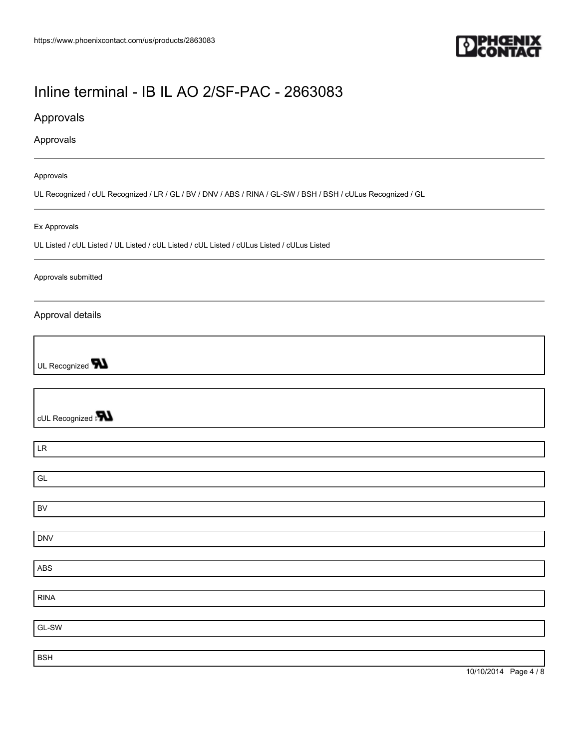# Inline terminal - IB IL AO 2/SF-PAC - 2863083

## Approvals

### Approvals

Approvals

UL Recognized / cUL Recognized / LR / GL / BV / DNV / ABS / RINA / GL-SW / BSH / BSH / cULus Recognized / GL

Ex Approvals

UL Listed / cUL Listed / UL Listed / cUL Listed / cUL Listed / cULus Listed / cULus Listed

Approvals submitted

### Approval details

UL Recognized

cUL Recognized

LR

GL

BV

DNV

ABS

RINA

GL-SW

BSH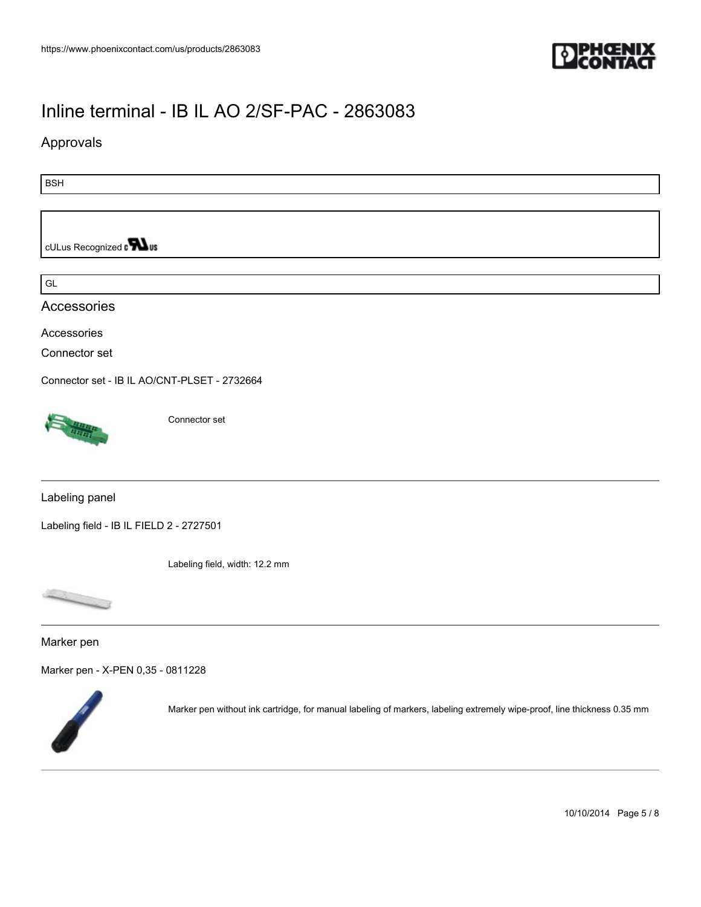# Inline terminal - IB IL AO 2/SF-PAC - 2863083

## Approvals

BSH

cULus Recognized

GL

## Accessories

### Accessories

#### Connector set

Connector set - IB IL AO/CNT-PLSET - 2732664

Connector set

#### Labeling panel

Labeling field - IB IL FIELD 2 - 2727501

Labeling field, width: 12.2 mm

#### Marker pen

Marker pen - X-PEN 0,35 - 0811228

Marker pen without ink cartridge, for manual labeling of markers, labeling extremely wipe-proof, line thickness 0.35 mm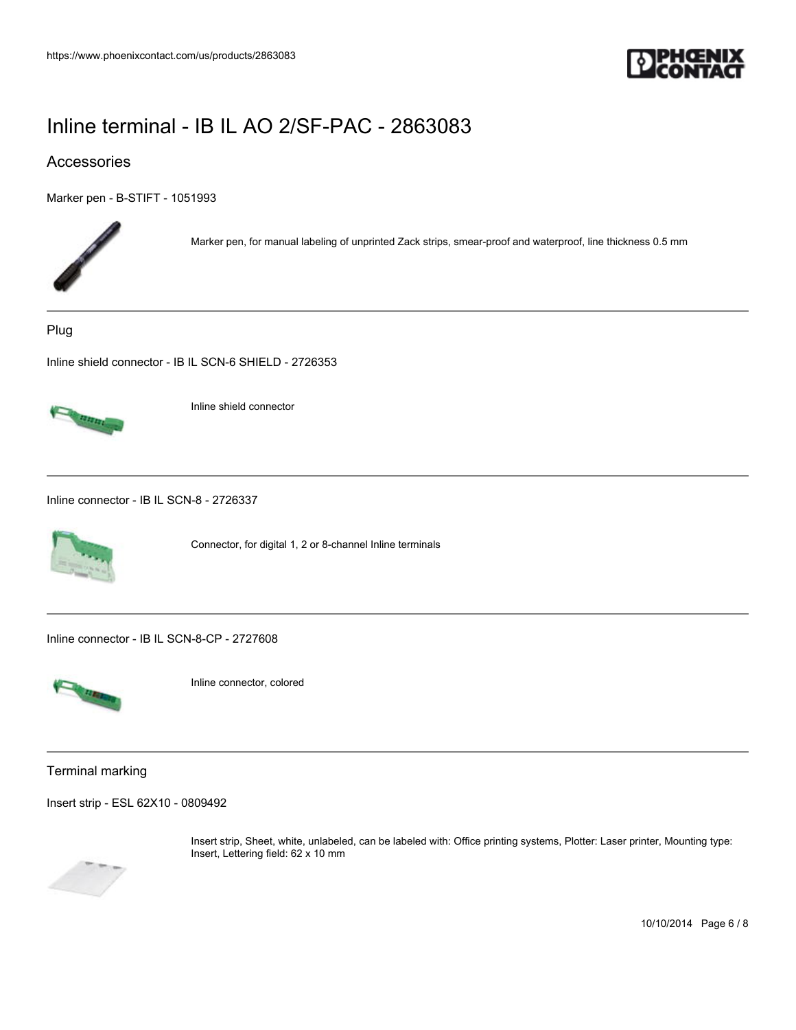# Inline terminal - IB IL AO 2/SF-PAC - 2863083

## Accessories

Marker pen - B-STIFT - 1051993

Marker pen, for manual labeling of unprinted Zack strips, smear-proof and waterproof, line thickness 0.5 mm

---

### Plug

Inline shield connector - IB IL SCN-6 SHIELD - 2726353

Inline shield connector

---

Inline connector - IB IL SCN-8 - 2726337

Connector, for digital 1, 2 or 8-channel Inline terminals

---

Inline connector - IB IL SCN-8-CP - 2727608

Inline connector, colored

---

### Terminal marking

Insert strip - ESL 62X10 - 0809492

Insert strip, Sheet, white, unlabeled, can be labeled with: Office printing systems, Plotter: Laser printer, Mounting type: Insert, Lettering field: 62 x 10 mm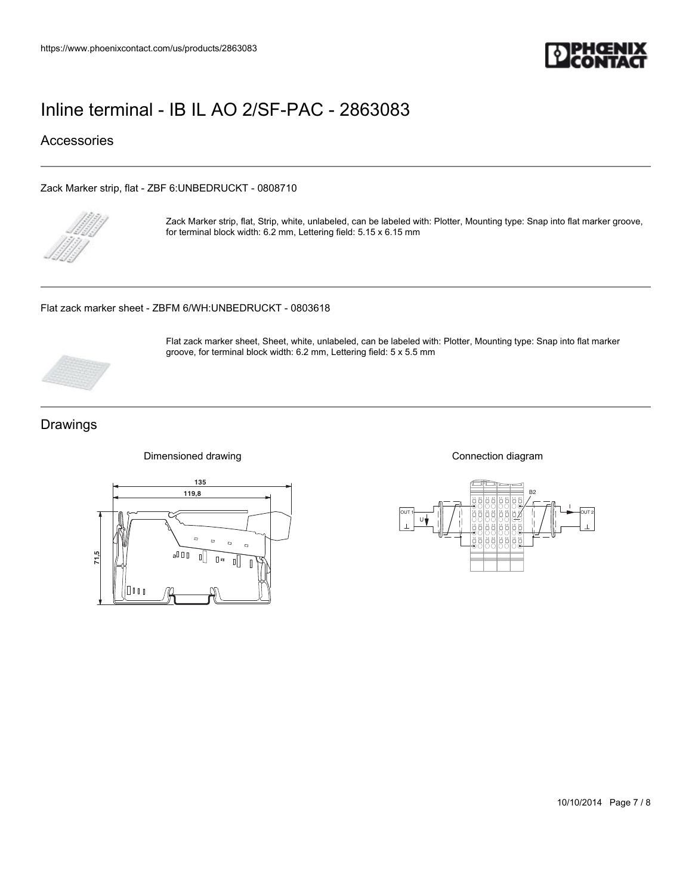# Inline terminal - IB IL AO 2/SF-PAC - 2863083

## Accessories

Zack Marker strip, flat - ZBF 6:UNBEDRUCKT - 0808710

Zack Marker strip, flat, Strip, white, unlabeled, can be labeled with: Plotter, Mounting type: Snap into flat marker groove, for terminal block width: 6.2 mm, Lettering field: 5.15 x 6.15 mm

Flat zack marker sheet - ZBFM 6/WH:UNBEDRUCKT - 0803618

Flat zack marker sheet, Sheet, white, unlabeled, can be labeled with: Plotter, Mounting type: Snap into flat marker groove, for terminal block width: 6.2 mm, Lettering field: 5 x 5.5 mm

## Drawings

Dimensioned drawing

Connection diagram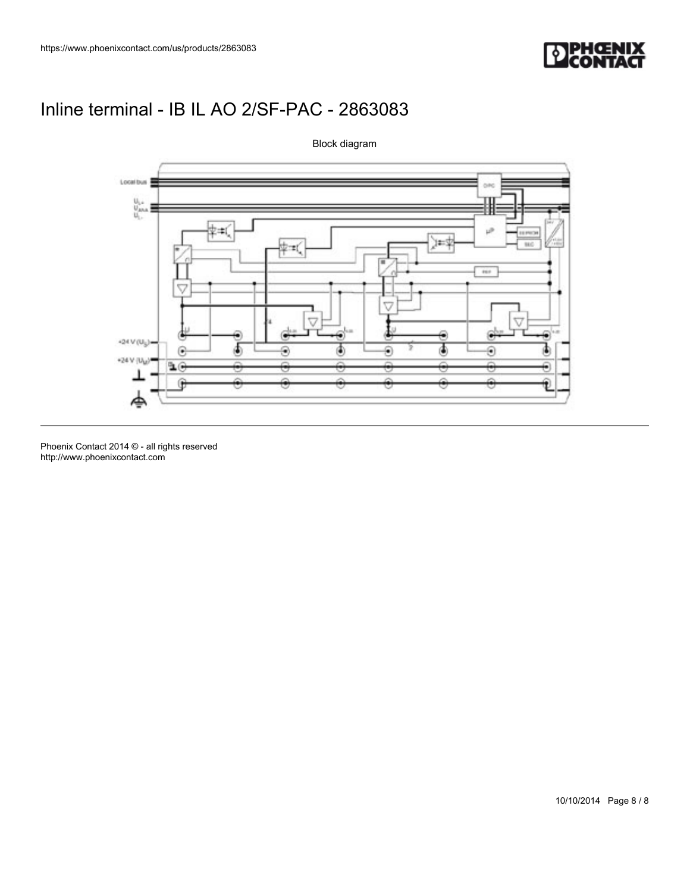# Inline terminal - IB IL AO 2/SF-PAC - 2863083

Block diagram

Local bus

$U_{L+}$

$U_{ANA}$

$U_{L-}$

OPC

µP

EEPROM

SEC

REF

+24 V ($U_S$)

+24 V ($U_M$)

Phoenix Contact 2014 © - all rights reserved
http://www.phoenixcontact.com